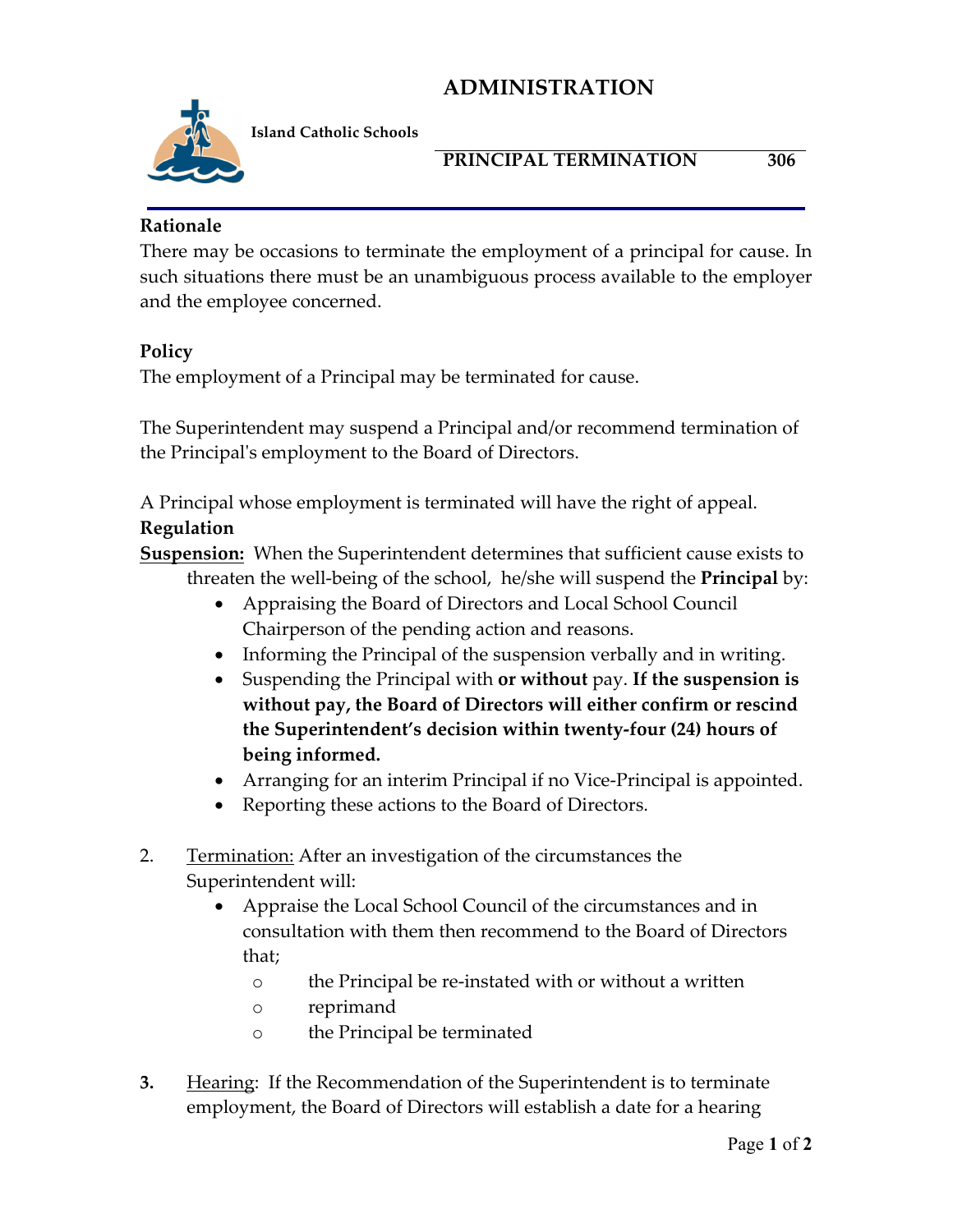# ADMINISTRATION

**Island Catholic Schools**

## PRINCIPAL TERMINATION 306

**Rationale**

There may be occasions to terminate the employment of a principal for cause. In such situations there must be an unambiguous process available to the employer and the employee concerned.

**Policy**

The employment of a Principal may be terminated for cause.

The Superintendent may suspend a Principal and/or recommend termination of the Principal's employment to the Board of Directors.

A Principal whose employment is terminated will have the right of appeal.

**Regulation**

**Suspension:** When the Superintendent determines that sufficient cause exists to threaten the well-being of the school, he/she will suspend the **Principal** by:

- Appraising the Board of Directors and Local School Council Chairperson of the pending action and reasons.
- Informing the Principal of the suspension verbally and in writing.
- Suspending the Principal with **or without** pay. **If the suspension is without pay, the Board of Directors will either confirm or rescind the Superintendent's decision within twenty-four (24) hours of being informed.**
- Arranging for an interim Principal if no Vice-Principal is appointed.
- Reporting these actions to the Board of Directors.

2. Termination: After an investigation of the circumstances the Superintendent will:
   - Appraise the Local School Council of the circumstances and in consultation with them then recommend to the Board of Directors that;
     - the Principal be re-instated with or without a written
     - reprimand
     - the Principal be terminated

3. Hearing: If the Recommendation of the Superintendent is to terminate employment, the Board of Directors will establish a date for a hearing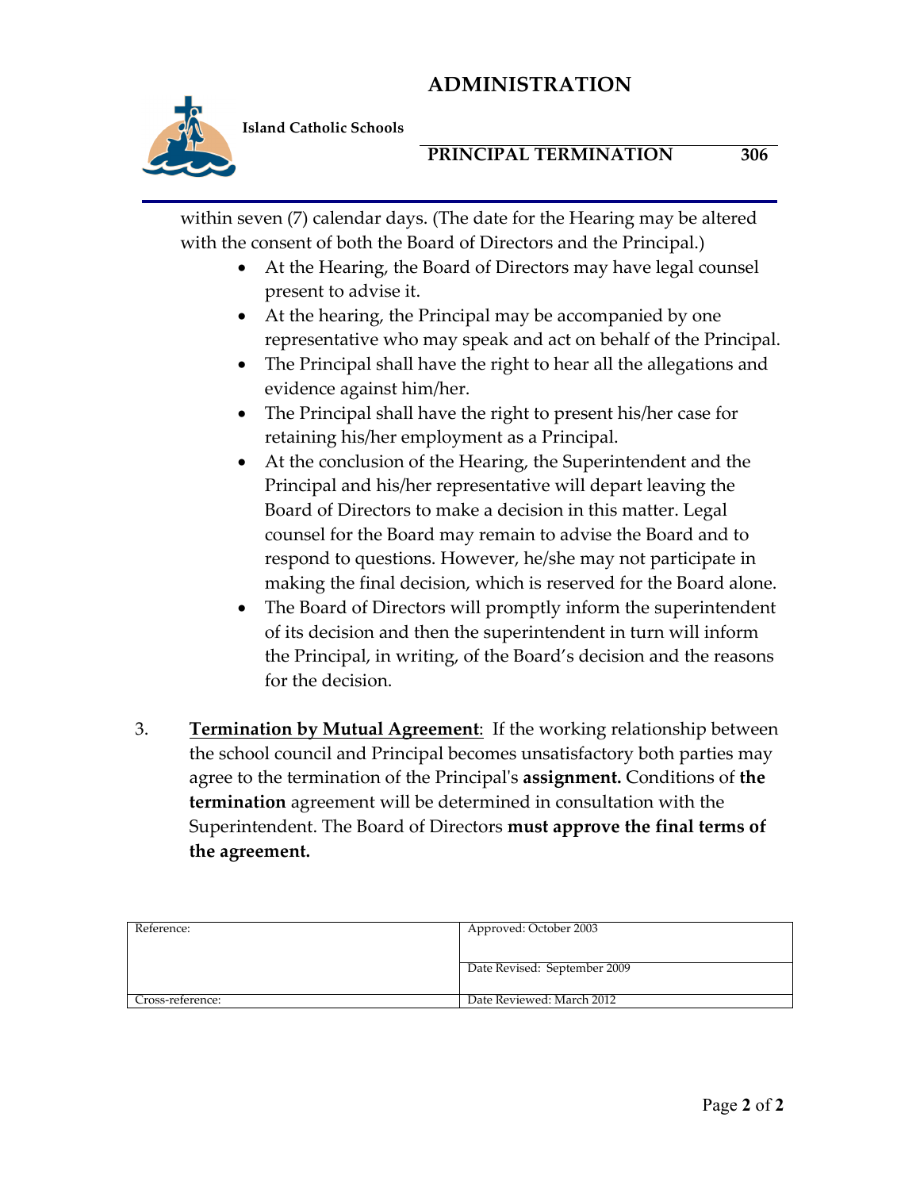within seven (7) calendar days. (The date for the Hearing may be altered with the consent of both the Board of Directors and the Principal.)

- At the Hearing, the Board of Directors may have legal counsel present to advise it.
- At the hearing, the Principal may be accompanied by one representative who may speak and act on behalf of the Principal.
- The Principal shall have the right to hear all the allegations and evidence against him/her.
- The Principal shall have the right to present his/her case for retaining his/her employment as a Principal.
- At the conclusion of the Hearing, the Superintendent and the Principal and his/her representative will depart leaving the Board of Directors to make a decision in this matter. Legal counsel for the Board may remain to advise the Board and to respond to questions. However, he/she may not participate in making the final decision, which is reserved for the Board alone.
- The Board of Directors will promptly inform the superintendent of its decision and then the superintendent in turn will inform the Principal, in writing, of the Board's decision and the reasons for the decision.

3. **Termination by Mutual Agreement**: If the working relationship between the school council and Principal becomes unsatisfactory both parties may agree to the termination of the Principal's **assignment.** Conditions of **the termination** agreement will be determined in consultation with the Superintendent. The Board of Directors **must approve the final terms of the agreement.**

| | |
|---|---|
| Reference: | Approved: October 2003 |
| | Date Revised: September 2009 |
| Cross-reference: | Date Reviewed: March 2012 |